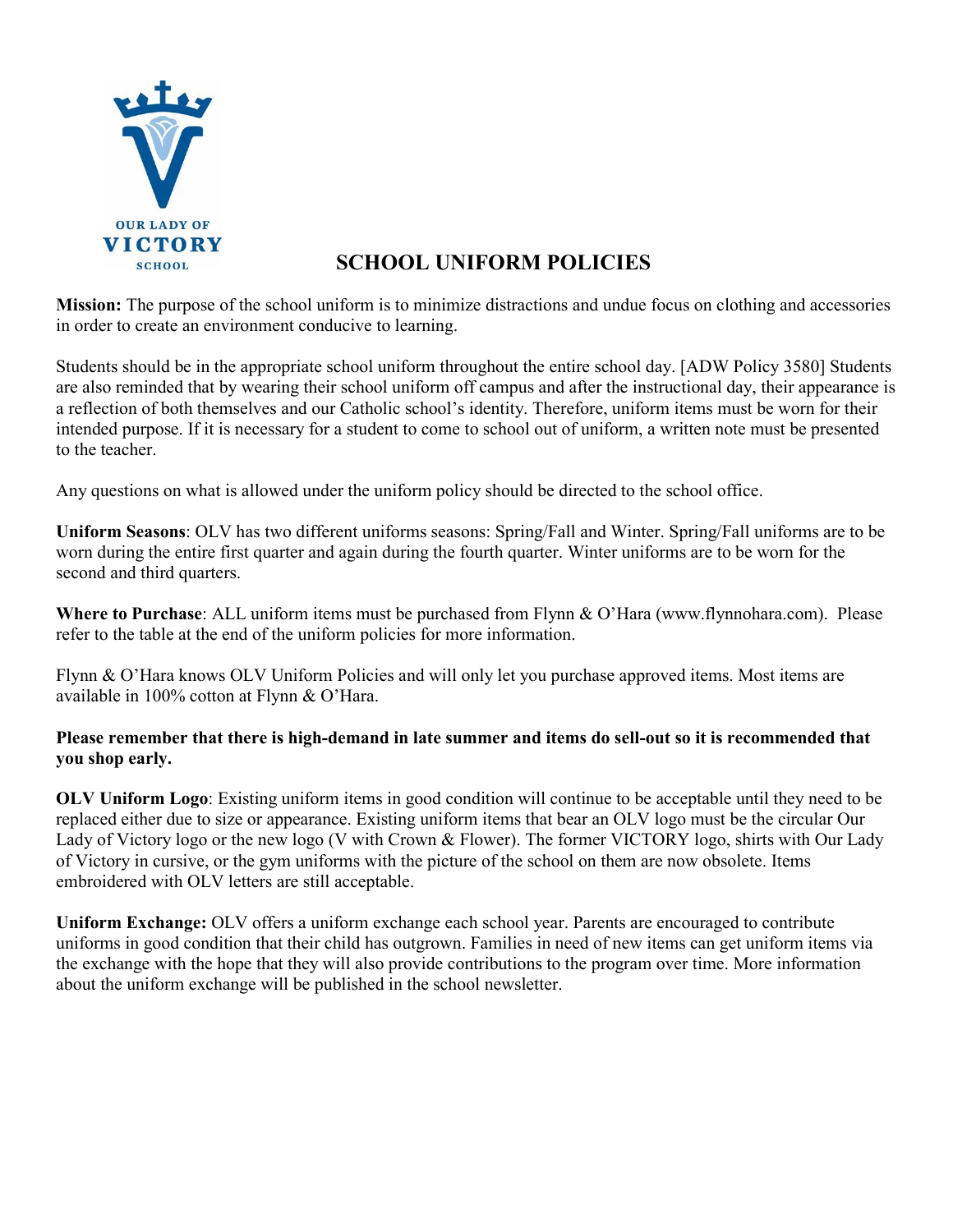OUR LADY OF
VICTORY
SCHOOL

# SCHOOL UNIFORM POLICIES

**Mission:** The purpose of the school uniform is to minimize distractions and undue focus on clothing and accessories in order to create an environment conducive to learning.

Students should be in the appropriate school uniform throughout the entire school day. [ADW Policy 3580] Students are also reminded that by wearing their school uniform off campus and after the instructional day, their appearance is a reflection of both themselves and our Catholic school's identity. Therefore, uniform items must be worn for their intended purpose. If it is necessary for a student to come to school out of uniform, a written note must be presented to the teacher.

Any questions on what is allowed under the uniform policy should be directed to the school office.

**Uniform Seasons**: OLV has two different uniforms seasons: Spring/Fall and Winter. Spring/Fall uniforms are to be worn during the entire first quarter and again during the fourth quarter. Winter uniforms are to be worn for the second and third quarters.

**Where to Purchase**: ALL uniform items must be purchased from Flynn & O'Hara (www.flynnohara.com). Please refer to the table at the end of the uniform policies for more information.

Flynn & O'Hara knows OLV Uniform Policies and will only let you purchase approved items. Most items are available in 100% cotton at Flynn & O'Hara.

**Please remember that there is high-demand in late summer and items do sell-out so it is recommended that you shop early.**

**OLV Uniform Logo**: Existing uniform items in good condition will continue to be acceptable until they need to be replaced either due to size or appearance. Existing uniform items that bear an OLV logo must be the circular Our Lady of Victory logo or the new logo (V with Crown & Flower). The former VICTORY logo, shirts with Our Lady of Victory in cursive, or the gym uniforms with the picture of the school on them are now obsolete. Items embroidered with OLV letters are still acceptable.

**Uniform Exchange:** OLV offers a uniform exchange each school year. Parents are encouraged to contribute uniforms in good condition that their child has outgrown. Families in need of new items can get uniform items via the exchange with the hope that they will also provide contributions to the program over time. More information about the uniform exchange will be published in the school newsletter.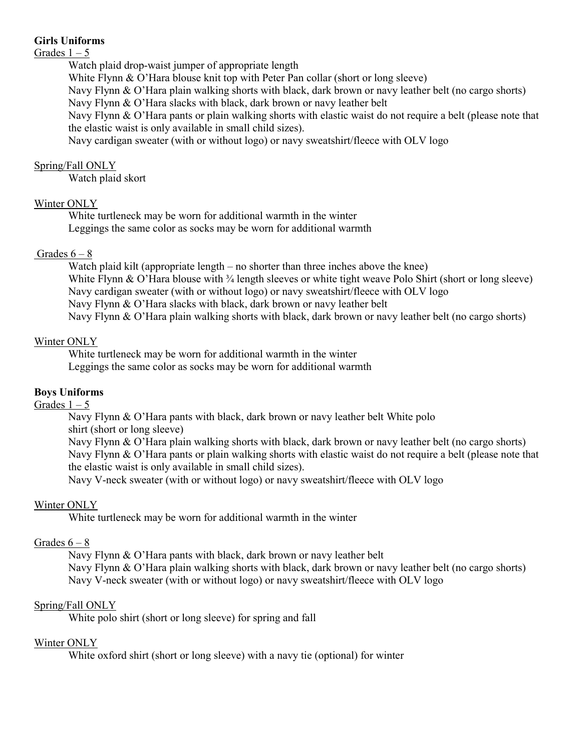**Girls Uniforms**

Grades 1 – 5

- Watch plaid drop-waist jumper of appropriate length
- White Flynn & O'Hara blouse knit top with Peter Pan collar (short or long sleeve)
- Navy Flynn & O'Hara plain walking shorts with black, dark brown or navy leather belt (no cargo shorts)
- Navy Flynn & O'Hara slacks with black, dark brown or navy leather belt
- Navy Flynn & O'Hara pants or plain walking shorts with elastic waist do not require a belt (please note that the elastic waist is only available in small child sizes).
- Navy cardigan sweater (with or without logo) or navy sweatshirt/fleece with OLV logo

Spring/Fall ONLY

- Watch plaid skort

Winter ONLY

- White turtleneck may be worn for additional warmth in the winter
- Leggings the same color as socks may be worn for additional warmth

Grades 6 – 8

- Watch plaid kilt (appropriate length – no shorter than three inches above the knee)
- White Flynn & O'Hara blouse with ¾ length sleeves or white tight weave Polo Shirt (short or long sleeve)
- Navy cardigan sweater (with or without logo) or navy sweatshirt/fleece with OLV logo
- Navy Flynn & O'Hara slacks with black, dark brown or navy leather belt
- Navy Flynn & O'Hara plain walking shorts with black, dark brown or navy leather belt (no cargo shorts)

Winter ONLY

- White turtleneck may be worn for additional warmth in the winter
- Leggings the same color as socks may be worn for additional warmth

**Boys Uniforms**

Grades 1 – 5

- Navy Flynn & O'Hara pants with black, dark brown or navy leather belt White polo shirt (short or long sleeve)
- Navy Flynn & O'Hara plain walking shorts with black, dark brown or navy leather belt (no cargo shorts)
- Navy Flynn & O'Hara pants or plain walking shorts with elastic waist do not require a belt (please note that the elastic waist is only available in small child sizes).
- Navy V-neck sweater (with or without logo) or navy sweatshirt/fleece with OLV logo

Winter ONLY

- White turtleneck may be worn for additional warmth in the winter

Grades 6 – 8

- Navy Flynn & O'Hara pants with black, dark brown or navy leather belt
- Navy Flynn & O'Hara plain walking shorts with black, dark brown or navy leather belt (no cargo shorts)
- Navy V-neck sweater (with or without logo) or navy sweatshirt/fleece with OLV logo

Spring/Fall ONLY

- White polo shirt (short or long sleeve) for spring and fall

Winter ONLY

- White oxford shirt (short or long sleeve) with a navy tie (optional) for winter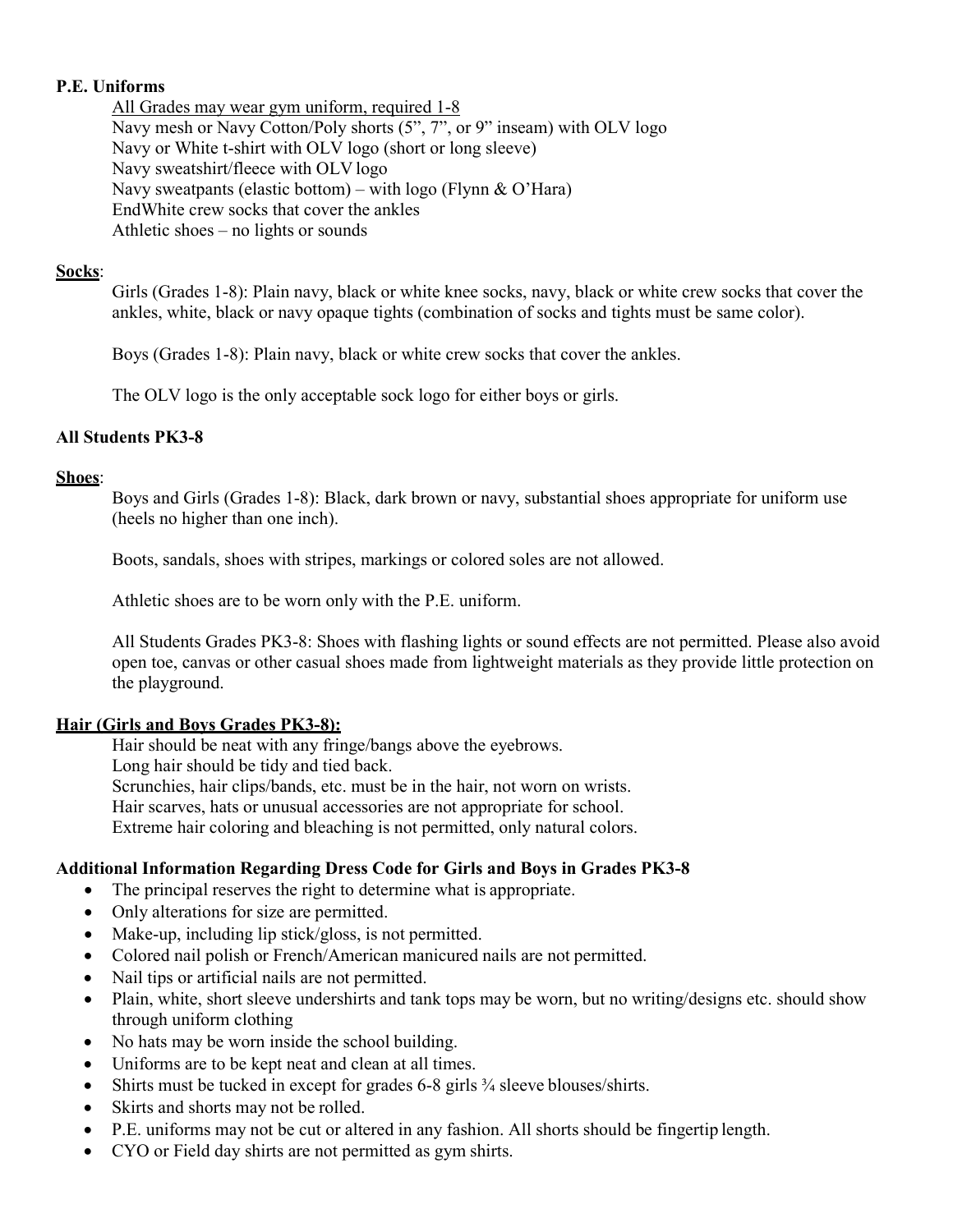**P.E. Uniforms**

<u>All Grades may wear gym uniform, required 1-8</u>
Navy mesh or Navy Cotton/Poly shorts (5", 7", or 9" inseam) with OLV logo
Navy or White t-shirt with OLV logo (short or long sleeve)
Navy sweatshirt/fleece with OLV logo
Navy sweatpants (elastic bottom) – with logo (Flynn & O'Hara)
EndWhite crew socks that cover the ankles
Athletic shoes – no lights or sounds

**<u>Socks</u>**:

Girls (Grades 1-8): Plain navy, black or white knee socks, navy, black or white crew socks that cover the ankles, white, black or navy opaque tights (combination of socks and tights must be same color).

Boys (Grades 1-8): Plain navy, black or white crew socks that cover the ankles.

The OLV logo is the only acceptable sock logo for either boys or girls.

**All Students PK3-8**

**<u>Shoes</u>**:

Boys and Girls (Grades 1-8): Black, dark brown or navy, substantial shoes appropriate for uniform use (heels no higher than one inch).

Boots, sandals, shoes with stripes, markings or colored soles are not allowed.

Athletic shoes are to be worn only with the P.E. uniform.

All Students Grades PK3-8: Shoes with flashing lights or sound effects are not permitted. Please also avoid open toe, canvas or other casual shoes made from lightweight materials as they provide little protection on the playground.

**<u>Hair (Girls and Boys Grades PK3-8):</u>**

Hair should be neat with any fringe/bangs above the eyebrows.
Long hair should be tidy and tied back.
Scrunchies, hair clips/bands, etc. must be in the hair, not worn on wrists.
Hair scarves, hats or unusual accessories are not appropriate for school.
Extreme hair coloring and bleaching is not permitted, only natural colors.

**Additional Information Regarding Dress Code for Girls and Boys in Grades PK3-8**

- The principal reserves the right to determine what is appropriate.
- Only alterations for size are permitted.
- Make-up, including lip stick/gloss, is not permitted.
- Colored nail polish or French/American manicured nails are not permitted.
- Nail tips or artificial nails are not permitted.
- Plain, white, short sleeve undershirts and tank tops may be worn, but no writing/designs etc. should show through uniform clothing
- No hats may be worn inside the school building.
- Uniforms are to be kept neat and clean at all times.
- Shirts must be tucked in except for grades 6-8 girls ¾ sleeve blouses/shirts.
- Skirts and shorts may not be rolled.
- P.E. uniforms may not be cut or altered in any fashion. All shorts should be fingertip length.
- CYO or Field day shirts are not permitted as gym shirts.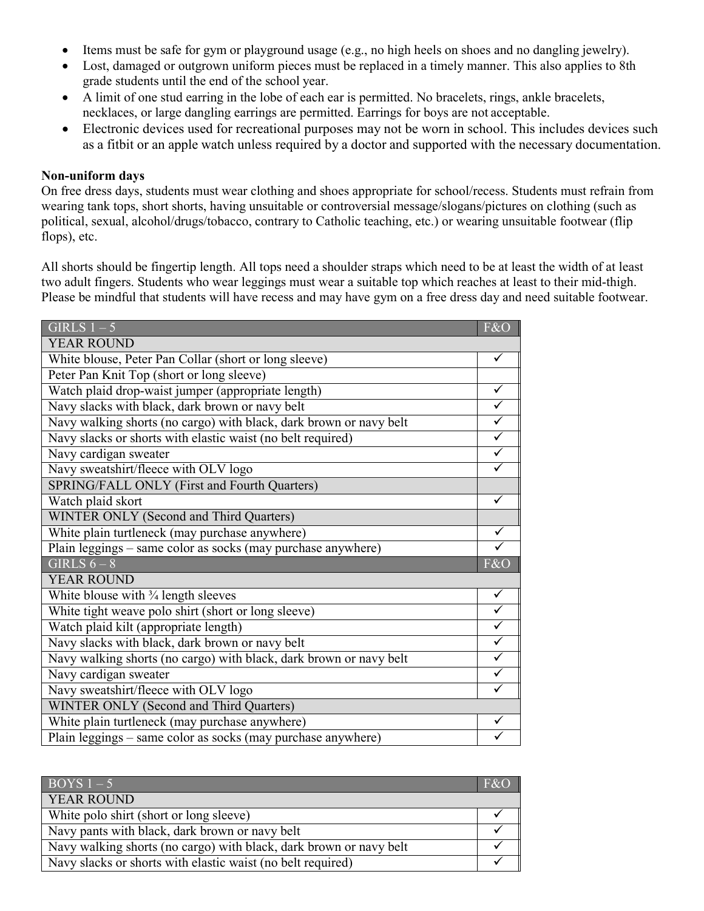- Items must be safe for gym or playground usage (e.g., no high heels on shoes and no dangling jewelry).
- Lost, damaged or outgrown uniform pieces must be replaced in a timely manner. This also applies to 8th grade students until the end of the school year.
- A limit of one stud earring in the lobe of each ear is permitted. No bracelets, rings, ankle bracelets, necklaces, or large dangling earrings are permitted. Earrings for boys are not acceptable.
- Electronic devices used for recreational purposes may not be worn in school. This includes devices such as a fitbit or an apple watch unless required by a doctor and supported with the necessary documentation.

**Non-uniform days**

On free dress days, students must wear clothing and shoes appropriate for school/recess. Students must refrain from wearing tank tops, short shorts, having unsuitable or controversial message/slogans/pictures on clothing (such as political, sexual, alcohol/drugs/tobacco, contrary to Catholic teaching, etc.) or wearing unsuitable footwear (flip flops), etc.

All shorts should be fingertip length. All tops need a shoulder straps which need to be at least the width of at least two adult fingers. Students who wear leggings must wear a suitable top which reaches at least to their mid-thigh. Please be mindful that students will have recess and may have gym on a free dress day and need suitable footwear.

| GIRLS 1 – 5 | F&O |
|---|---|
| YEAR ROUND | |
| White blouse, Peter Pan Collar (short or long sleeve) | ✓ |
| Peter Pan Knit Top (short or long sleeve) | |
| Watch plaid drop-waist jumper (appropriate length) | ✓ |
| Navy slacks with black, dark brown or navy belt | ✓ |
| Navy walking shorts (no cargo) with black, dark brown or navy belt | ✓ |
| Navy slacks or shorts with elastic waist (no belt required) | ✓ |
| Navy cardigan sweater | ✓ |
| Navy sweatshirt/fleece with OLV logo | ✓ |
| SPRING/FALL ONLY (First and Fourth Quarters) | |
| Watch plaid skort | ✓ |
| WINTER ONLY (Second and Third Quarters) | |
| White plain turtleneck (may purchase anywhere) | ✓ |
| Plain leggings – same color as socks (may purchase anywhere) | ✓ |
| **GIRLS 6 – 8** | **F&O** |
| YEAR ROUND | |
| White blouse with ¾ length sleeves | ✓ |
| White tight weave polo shirt (short or long sleeve) | ✓ |
| Watch plaid kilt (appropriate length) | ✓ |
| Navy slacks with black, dark brown or navy belt | ✓ |
| Navy walking shorts (no cargo) with black, dark brown or navy belt | ✓ |
| Navy cardigan sweater | ✓ |
| Navy sweatshirt/fleece with OLV logo | ✓ |
| WINTER ONLY (Second and Third Quarters) | |
| White plain turtleneck (may purchase anywhere) | ✓ |
| Plain leggings – same color as socks (may purchase anywhere) | ✓ |

| BOYS 1 – 5 | F&O |
|---|---|
| YEAR ROUND | |
| White polo shirt (short or long sleeve) | ✓ |
| Navy pants with black, dark brown or navy belt | ✓ |
| Navy walking shorts (no cargo) with black, dark brown or navy belt | ✓ |
| Navy slacks or shorts with elastic waist (no belt required) | ✓ |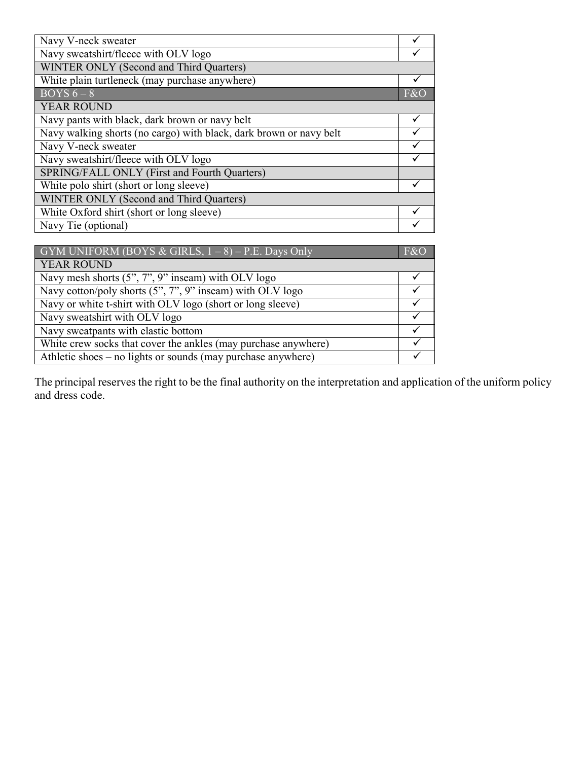| | |
|---|---|
| Navy V-neck sweater | ✓ |
| Navy sweatshirt/fleece with OLV logo | ✓ |
| WINTER ONLY (Second and Third Quarters) | |
| White plain turtleneck (may purchase anywhere) | ✓ |
| BOYS 6 – 8 | F&O |
| YEAR ROUND | |
| Navy pants with black, dark brown or navy belt | ✓ |
| Navy walking shorts (no cargo) with black, dark brown or navy belt | ✓ |
| Navy V-neck sweater | ✓ |
| Navy sweatshirt/fleece with OLV logo | ✓ |
| SPRING/FALL ONLY (First and Fourth Quarters) | |
| White polo shirt (short or long sleeve) | ✓ |
| WINTER ONLY (Second and Third Quarters) | |
| White Oxford shirt (short or long sleeve) | ✓ |
| Navy Tie (optional) | ✓ |

| GYM UNIFORM (BOYS & GIRLS, 1 – 8) – P.E. Days Only | F&O |
|---|---|
| YEAR ROUND | |
| Navy mesh shorts (5”, 7”, 9” inseam) with OLV logo | ✓ |
| Navy cotton/poly shorts (5”, 7”, 9” inseam) with OLV logo | ✓ |
| Navy or white t-shirt with OLV logo (short or long sleeve) | ✓ |
| Navy sweatshirt with OLV logo | ✓ |
| Navy sweatpants with elastic bottom | ✓ |
| White crew socks that cover the ankles (may purchase anywhere) | ✓ |
| Athletic shoes – no lights or sounds (may purchase anywhere) | ✓ |

The principal reserves the right to be the final authority on the interpretation and application of the uniform policy and dress code.